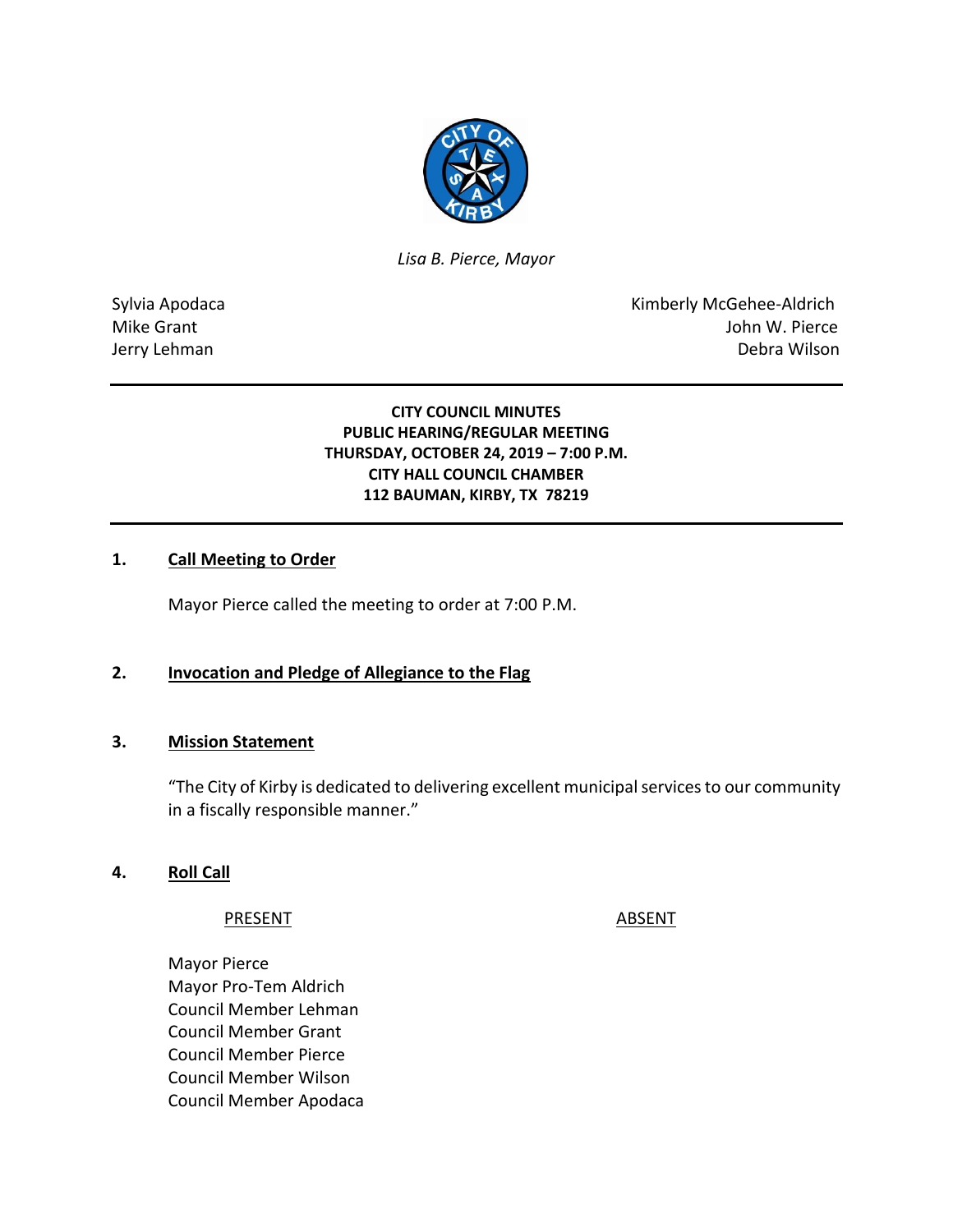*Lisa B. Pierce, Mayor*

Sylvia Apodaca
Mike Grant
Jerry Lehman

Kimberly McGehee-Aldrich
John W. Pierce
Debra Wilson

---

**CITY COUNCIL MINUTES**
**PUBLIC HEARING/REGULAR MEETING**
**THURSDAY, OCTOBER 24, 2019 – 7:00 P.M.**
**CITY HALL COUNCIL CHAMBER**
**112 BAUMAN, KIRBY, TX 78219**

---

**1. Call Meeting to Order**

Mayor Pierce called the meeting to order at 7:00 P.M.

**2. Invocation and Pledge of Allegiance to the Flag**

**3. Mission Statement**

"The City of Kirby is dedicated to delivering excellent municipal services to our community in a fiscally responsible manner."

**4. Roll Call**

| PRESENT | ABSENT |
|---|---|
| Mayor Pierce | |
| Mayor Pro-Tem Aldrich | |
| Council Member Lehman | |
| Council Member Grant | |
| Council Member Pierce | |
| Council Member Wilson | |
| Council Member Apodaca | |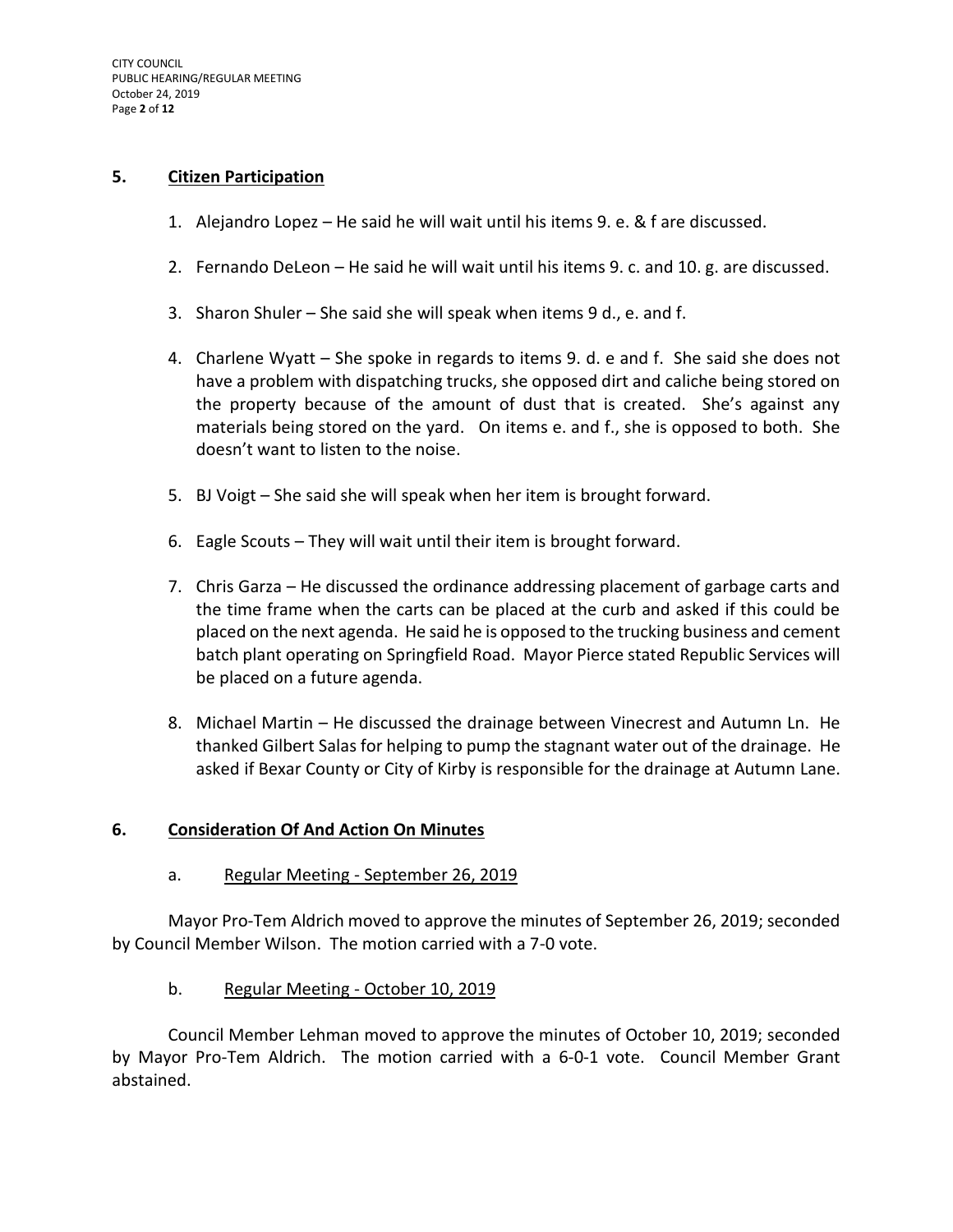## 5. Citizen Participation

1. Alejandro Lopez – He said he will wait until his items 9. e. & f are discussed.

2. Fernando DeLeon – He said he will wait until his items 9. c. and 10. g. are discussed.

3. Sharon Shuler – She said she will speak when items 9 d., e. and f.

4. Charlene Wyatt – She spoke in regards to items 9. d. e and f. She said she does not have a problem with dispatching trucks, she opposed dirt and caliche being stored on the property because of the amount of dust that is created. She's against any materials being stored on the yard. On items e. and f., she is opposed to both. She doesn't want to listen to the noise.

5. BJ Voigt – She said she will speak when her item is brought forward.

6. Eagle Scouts – They will wait until their item is brought forward.

7. Chris Garza – He discussed the ordinance addressing placement of garbage carts and the time frame when the carts can be placed at the curb and asked if this could be placed on the next agenda. He said he is opposed to the trucking business and cement batch plant operating on Springfield Road. Mayor Pierce stated Republic Services will be placed on a future agenda.

8. Michael Martin – He discussed the drainage between Vinecrest and Autumn Ln. He thanked Gilbert Salas for helping to pump the stagnant water out of the drainage. He asked if Bexar County or City of Kirby is responsible for the drainage at Autumn Lane.

## 6. Consideration Of And Action On Minutes

a. Regular Meeting - September 26, 2019

Mayor Pro-Tem Aldrich moved to approve the minutes of September 26, 2019; seconded by Council Member Wilson. The motion carried with a 7-0 vote.

b. Regular Meeting - October 10, 2019

Council Member Lehman moved to approve the minutes of October 10, 2019; seconded by Mayor Pro-Tem Aldrich. The motion carried with a 6-0-1 vote. Council Member Grant abstained.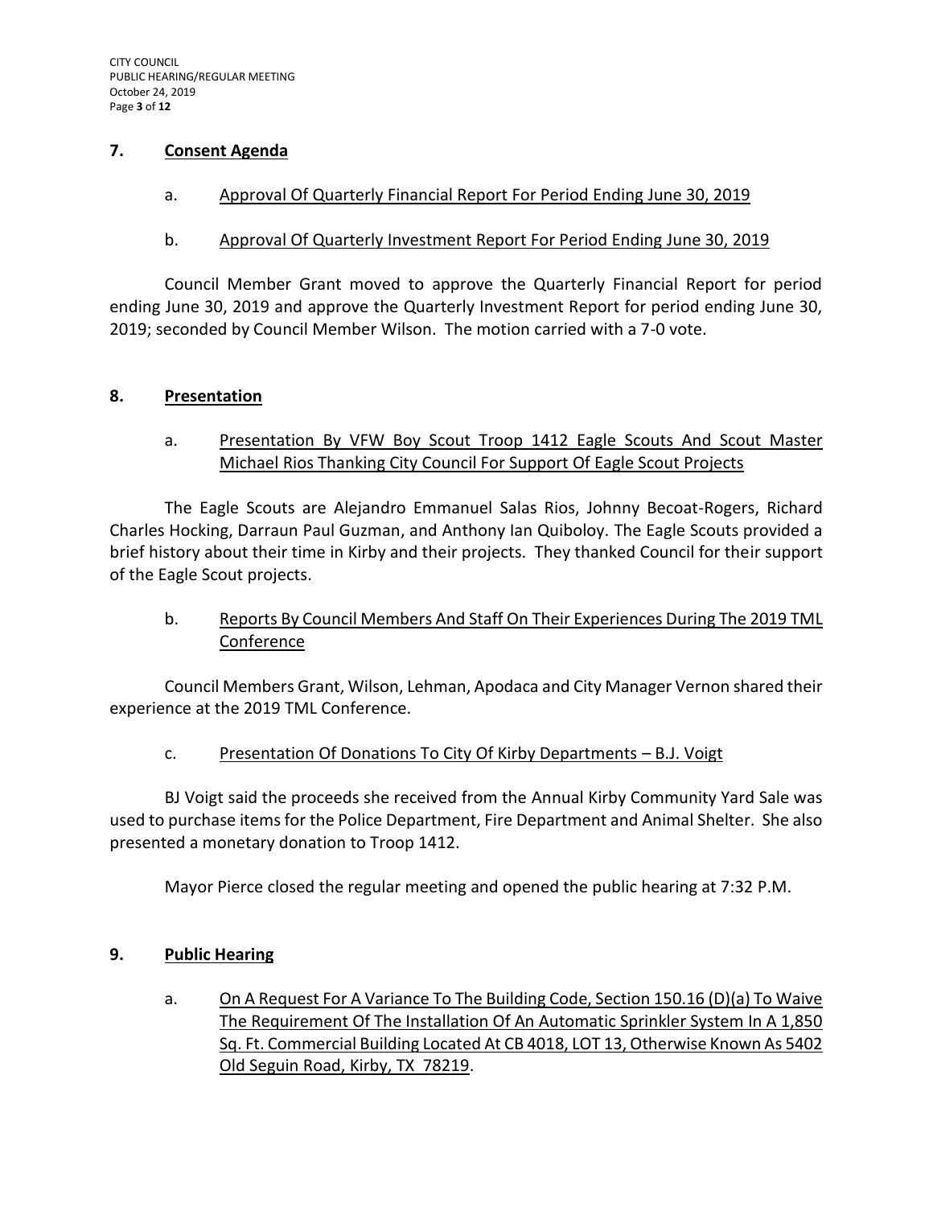## 7. Consent Agenda

a. Approval Of Quarterly Financial Report For Period Ending June 30, 2019

b. Approval Of Quarterly Investment Report For Period Ending June 30, 2019

Council Member Grant moved to approve the Quarterly Financial Report for period ending June 30, 2019 and approve the Quarterly Investment Report for period ending June 30, 2019; seconded by Council Member Wilson. The motion carried with a 7-0 vote.

## 8. Presentation

a. Presentation By VFW Boy Scout Troop 1412 Eagle Scouts And Scout Master Michael Rios Thanking City Council For Support Of Eagle Scout Projects

The Eagle Scouts are Alejandro Emmanuel Salas Rios, Johnny Becoat-Rogers, Richard Charles Hocking, Darraun Paul Guzman, and Anthony Ian Quiboloy. The Eagle Scouts provided a brief history about their time in Kirby and their projects. They thanked Council for their support of the Eagle Scout projects.

b. Reports By Council Members And Staff On Their Experiences During The 2019 TML Conference

Council Members Grant, Wilson, Lehman, Apodaca and City Manager Vernon shared their experience at the 2019 TML Conference.

c. Presentation Of Donations To City Of Kirby Departments – B.J. Voigt

BJ Voigt said the proceeds she received from the Annual Kirby Community Yard Sale was used to purchase items for the Police Department, Fire Department and Animal Shelter. She also presented a monetary donation to Troop 1412.

Mayor Pierce closed the regular meeting and opened the public hearing at 7:32 P.M.

## 9. Public Hearing

a. On A Request For A Variance To The Building Code, Section 150.16 (D)(a) To Waive The Requirement Of The Installation Of An Automatic Sprinkler System In A 1,850 Sq. Ft. Commercial Building Located At CB 4018, LOT 13, Otherwise Known As 5402 Old Seguin Road, Kirby, TX 78219.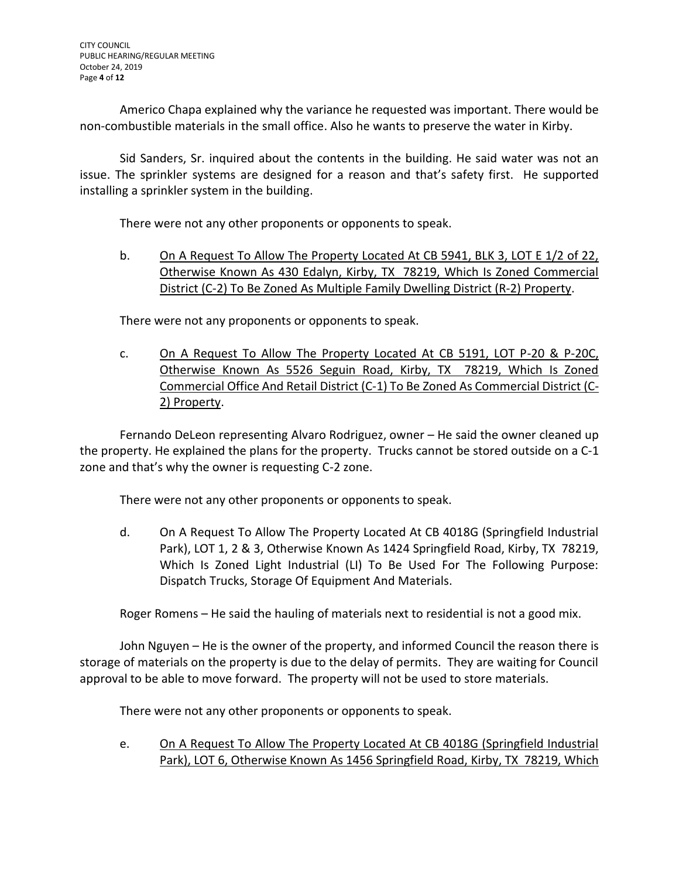Americo Chapa explained why the variance he requested was important. There would be non-combustible materials in the small office. Also he wants to preserve the water in Kirby.

Sid Sanders, Sr. inquired about the contents in the building. He said water was not an issue. The sprinkler systems are designed for a reason and that's safety first. He supported installing a sprinkler system in the building.

There were not any other proponents or opponents to speak.

b. <u>On A Request To Allow The Property Located At CB 5941, BLK 3, LOT E 1/2 of 22, Otherwise Known As 430 Edalyn, Kirby, TX 78219, Which Is Zoned Commercial District (C-2) To Be Zoned As Multiple Family Dwelling District (R-2) Property</u>.

There were not any proponents or opponents to speak.

c. <u>On A Request To Allow The Property Located At CB 5191, LOT P-20 & P-20C, Otherwise Known As 5526 Seguin Road, Kirby, TX 78219, Which Is Zoned Commercial Office And Retail District (C-1) To Be Zoned As Commercial District (C-2) Property</u>.

Fernando DeLeon representing Alvaro Rodriguez, owner – He said the owner cleaned up the property. He explained the plans for the property. Trucks cannot be stored outside on a C-1 zone and that's why the owner is requesting C-2 zone.

There were not any other proponents or opponents to speak.

d. On A Request To Allow The Property Located At CB 4018G (Springfield Industrial Park), LOT 1, 2 & 3, Otherwise Known As 1424 Springfield Road, Kirby, TX 78219, Which Is Zoned Light Industrial (LI) To Be Used For The Following Purpose: Dispatch Trucks, Storage Of Equipment And Materials.

Roger Romens – He said the hauling of materials next to residential is not a good mix.

John Nguyen – He is the owner of the property, and informed Council the reason there is storage of materials on the property is due to the delay of permits. They are waiting for Council approval to be able to move forward. The property will not be used to store materials.

There were not any other proponents or opponents to speak.

e. <u>On A Request To Allow The Property Located At CB 4018G (Springfield Industrial Park), LOT 6, Otherwise Known As 1456 Springfield Road, Kirby, TX 78219, Which</u>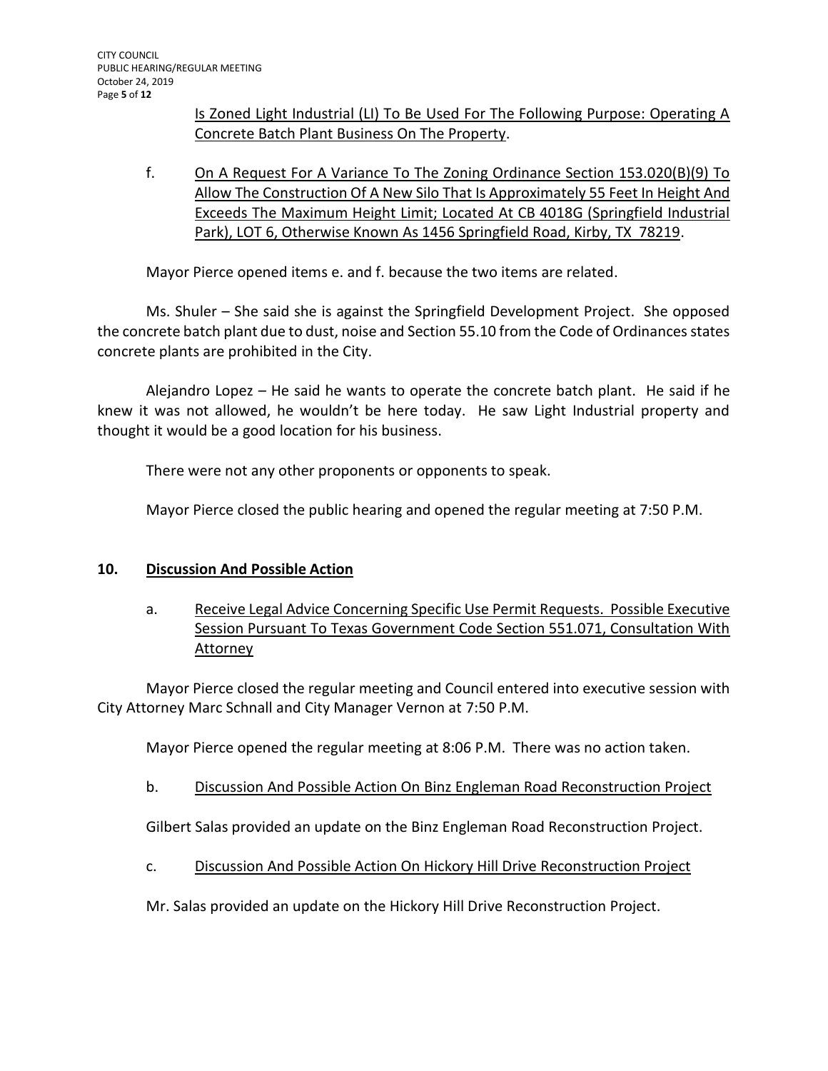Is Zoned Light Industrial (LI) To Be Used For The Following Purpose: Operating A Concrete Batch Plant Business On The Property.

f. On A Request For A Variance To The Zoning Ordinance Section 153.020(B)(9) To Allow The Construction Of A New Silo That Is Approximately 55 Feet In Height And Exceeds The Maximum Height Limit; Located At CB 4018G (Springfield Industrial Park), LOT 6, Otherwise Known As 1456 Springfield Road, Kirby, TX 78219.

Mayor Pierce opened items e. and f. because the two items are related.

Ms. Shuler – She said she is against the Springfield Development Project. She opposed the concrete batch plant due to dust, noise and Section 55.10 from the Code of Ordinances states concrete plants are prohibited in the City.

Alejandro Lopez – He said he wants to operate the concrete batch plant. He said if he knew it was not allowed, he wouldn't be here today. He saw Light Industrial property and thought it would be a good location for his business.

There were not any other proponents or opponents to speak.

Mayor Pierce closed the public hearing and opened the regular meeting at 7:50 P.M.

## 10. Discussion And Possible Action

a. Receive Legal Advice Concerning Specific Use Permit Requests. Possible Executive Session Pursuant To Texas Government Code Section 551.071, Consultation With Attorney

Mayor Pierce closed the regular meeting and Council entered into executive session with City Attorney Marc Schnall and City Manager Vernon at 7:50 P.M.

Mayor Pierce opened the regular meeting at 8:06 P.M. There was no action taken.

b. Discussion And Possible Action On Binz Engleman Road Reconstruction Project

Gilbert Salas provided an update on the Binz Engleman Road Reconstruction Project.

c. Discussion And Possible Action On Hickory Hill Drive Reconstruction Project

Mr. Salas provided an update on the Hickory Hill Drive Reconstruction Project.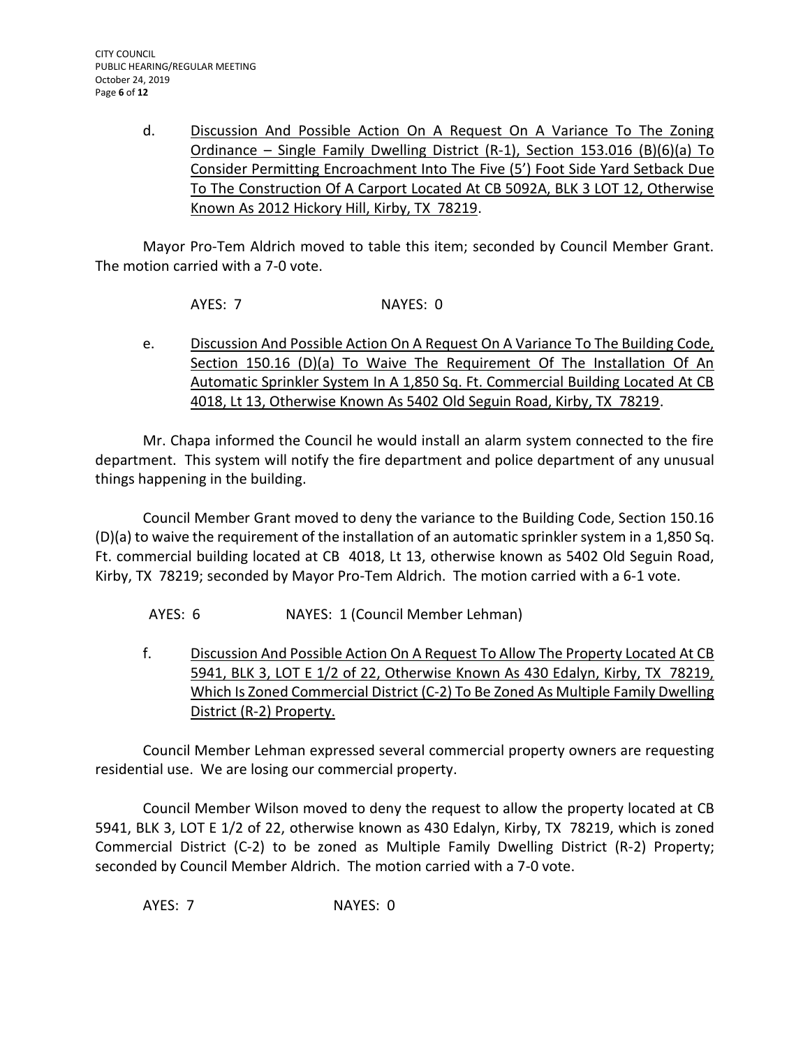d. Discussion And Possible Action On A Request On A Variance To The Zoning Ordinance – Single Family Dwelling District (R-1), Section 153.016 (B)(6)(a) To Consider Permitting Encroachment Into The Five (5') Foot Side Yard Setback Due To The Construction Of A Carport Located At CB 5092A, BLK 3 LOT 12, Otherwise Known As 2012 Hickory Hill, Kirby, TX 78219.

Mayor Pro-Tem Aldrich moved to table this item; seconded by Council Member Grant. The motion carried with a 7-0 vote.

AYES: 7 NAYES: 0

e. Discussion And Possible Action On A Request On A Variance To The Building Code, Section 150.16 (D)(a) To Waive The Requirement Of The Installation Of An Automatic Sprinkler System In A 1,850 Sq. Ft. Commercial Building Located At CB 4018, Lt 13, Otherwise Known As 5402 Old Seguin Road, Kirby, TX 78219.

Mr. Chapa informed the Council he would install an alarm system connected to the fire department. This system will notify the fire department and police department of any unusual things happening in the building.

Council Member Grant moved to deny the variance to the Building Code, Section 150.16 (D)(a) to waive the requirement of the installation of an automatic sprinkler system in a 1,850 Sq. Ft. commercial building located at CB 4018, Lt 13, otherwise known as 5402 Old Seguin Road, Kirby, TX 78219; seconded by Mayor Pro-Tem Aldrich. The motion carried with a 6-1 vote.

AYES: 6 NAYES: 1 (Council Member Lehman)

f. Discussion And Possible Action On A Request To Allow The Property Located At CB 5941, BLK 3, LOT E 1/2 of 22, Otherwise Known As 430 Edalyn, Kirby, TX 78219, Which Is Zoned Commercial District (C-2) To Be Zoned As Multiple Family Dwelling District (R-2) Property.

Council Member Lehman expressed several commercial property owners are requesting residential use. We are losing our commercial property.

Council Member Wilson moved to deny the request to allow the property located at CB 5941, BLK 3, LOT E 1/2 of 22, otherwise known as 430 Edalyn, Kirby, TX 78219, which is zoned Commercial District (C-2) to be zoned as Multiple Family Dwelling District (R-2) Property; seconded by Council Member Aldrich. The motion carried with a 7-0 vote.

AYES: 7 NAYES: 0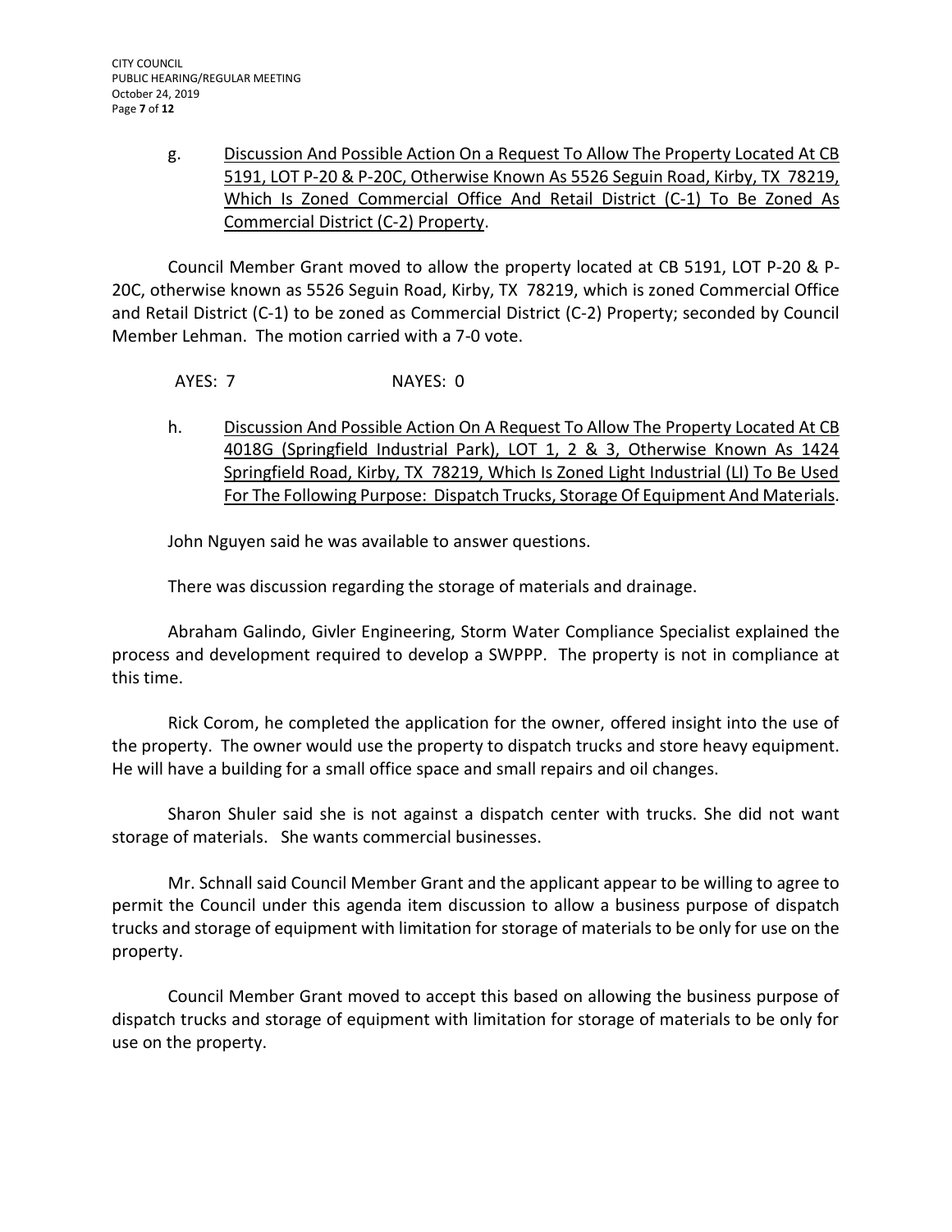g. <u>Discussion And Possible Action On a Request To Allow The Property Located At CB 5191, LOT P-20 & P-20C, Otherwise Known As 5526 Seguin Road, Kirby, TX 78219, Which Is Zoned Commercial Office And Retail District (C-1) To Be Zoned As Commercial District (C-2) Property</u>.

Council Member Grant moved to allow the property located at CB 5191, LOT P-20 & P-20C, otherwise known as 5526 Seguin Road, Kirby, TX 78219, which is zoned Commercial Office and Retail District (C-1) to be zoned as Commercial District (C-2) Property; seconded by Council Member Lehman. The motion carried with a 7-0 vote.

AYES: 7 NAYES: 0

h. <u>Discussion And Possible Action On A Request To Allow The Property Located At CB 4018G (Springfield Industrial Park), LOT 1, 2 & 3, Otherwise Known As 1424 Springfield Road, Kirby, TX 78219, Which Is Zoned Light Industrial (LI) To Be Used For The Following Purpose: Dispatch Trucks, Storage Of Equipment And Materials</u>.

John Nguyen said he was available to answer questions.

There was discussion regarding the storage of materials and drainage.

Abraham Galindo, Givler Engineering, Storm Water Compliance Specialist explained the process and development required to develop a SWPPP. The property is not in compliance at this time.

Rick Corom, he completed the application for the owner, offered insight into the use of the property. The owner would use the property to dispatch trucks and store heavy equipment. He will have a building for a small office space and small repairs and oil changes.

Sharon Shuler said she is not against a dispatch center with trucks. She did not want storage of materials. She wants commercial businesses.

Mr. Schnall said Council Member Grant and the applicant appear to be willing to agree to permit the Council under this agenda item discussion to allow a business purpose of dispatch trucks and storage of equipment with limitation for storage of materials to be only for use on the property.

Council Member Grant moved to accept this based on allowing the business purpose of dispatch trucks and storage of equipment with limitation for storage of materials to be only for use on the property.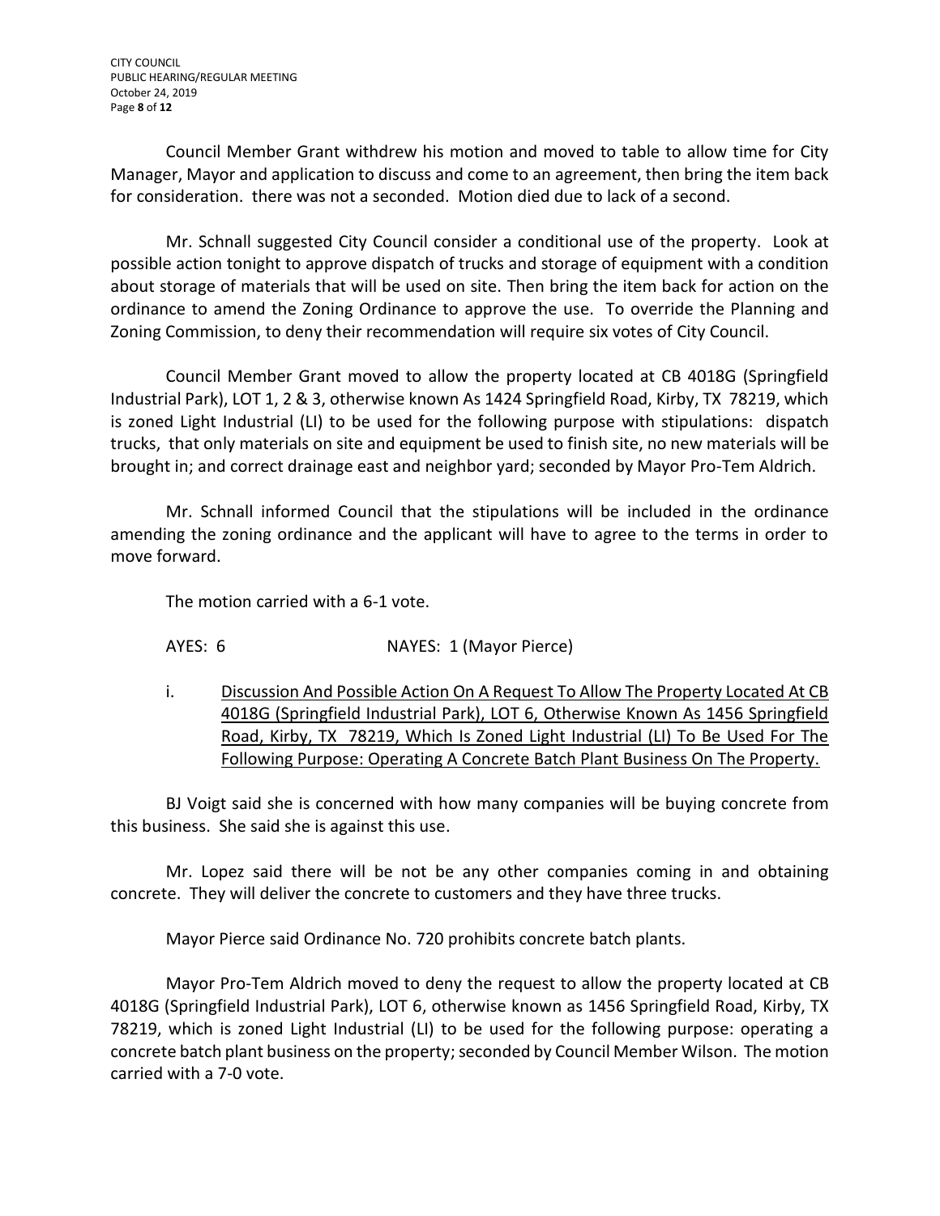Council Member Grant withdrew his motion and moved to table to allow time for City Manager, Mayor and application to discuss and come to an agreement, then bring the item back for consideration. there was not a seconded. Motion died due to lack of a second.

Mr. Schnall suggested City Council consider a conditional use of the property. Look at possible action tonight to approve dispatch of trucks and storage of equipment with a condition about storage of materials that will be used on site. Then bring the item back for action on the ordinance to amend the Zoning Ordinance to approve the use. To override the Planning and Zoning Commission, to deny their recommendation will require six votes of City Council.

Council Member Grant moved to allow the property located at CB 4018G (Springfield Industrial Park), LOT 1, 2 & 3, otherwise known As 1424 Springfield Road, Kirby, TX 78219, which is zoned Light Industrial (LI) to be used for the following purpose with stipulations: dispatch trucks, that only materials on site and equipment be used to finish site, no new materials will be brought in; and correct drainage east and neighbor yard; seconded by Mayor Pro-Tem Aldrich.

Mr. Schnall informed Council that the stipulations will be included in the ordinance amending the zoning ordinance and the applicant will have to agree to the terms in order to move forward.

The motion carried with a 6-1 vote.

AYES: 6 NAYES: 1 (Mayor Pierce)

i. Discussion And Possible Action On A Request To Allow The Property Located At CB 4018G (Springfield Industrial Park), LOT 6, Otherwise Known As 1456 Springfield Road, Kirby, TX 78219, Which Is Zoned Light Industrial (LI) To Be Used For The Following Purpose: Operating A Concrete Batch Plant Business On The Property.

BJ Voigt said she is concerned with how many companies will be buying concrete from this business. She said she is against this use.

Mr. Lopez said there will be not be any other companies coming in and obtaining concrete. They will deliver the concrete to customers and they have three trucks.

Mayor Pierce said Ordinance No. 720 prohibits concrete batch plants.

Mayor Pro-Tem Aldrich moved to deny the request to allow the property located at CB 4018G (Springfield Industrial Park), LOT 6, otherwise known as 1456 Springfield Road, Kirby, TX 78219, which is zoned Light Industrial (LI) to be used for the following purpose: operating a concrete batch plant business on the property; seconded by Council Member Wilson. The motion carried with a 7-0 vote.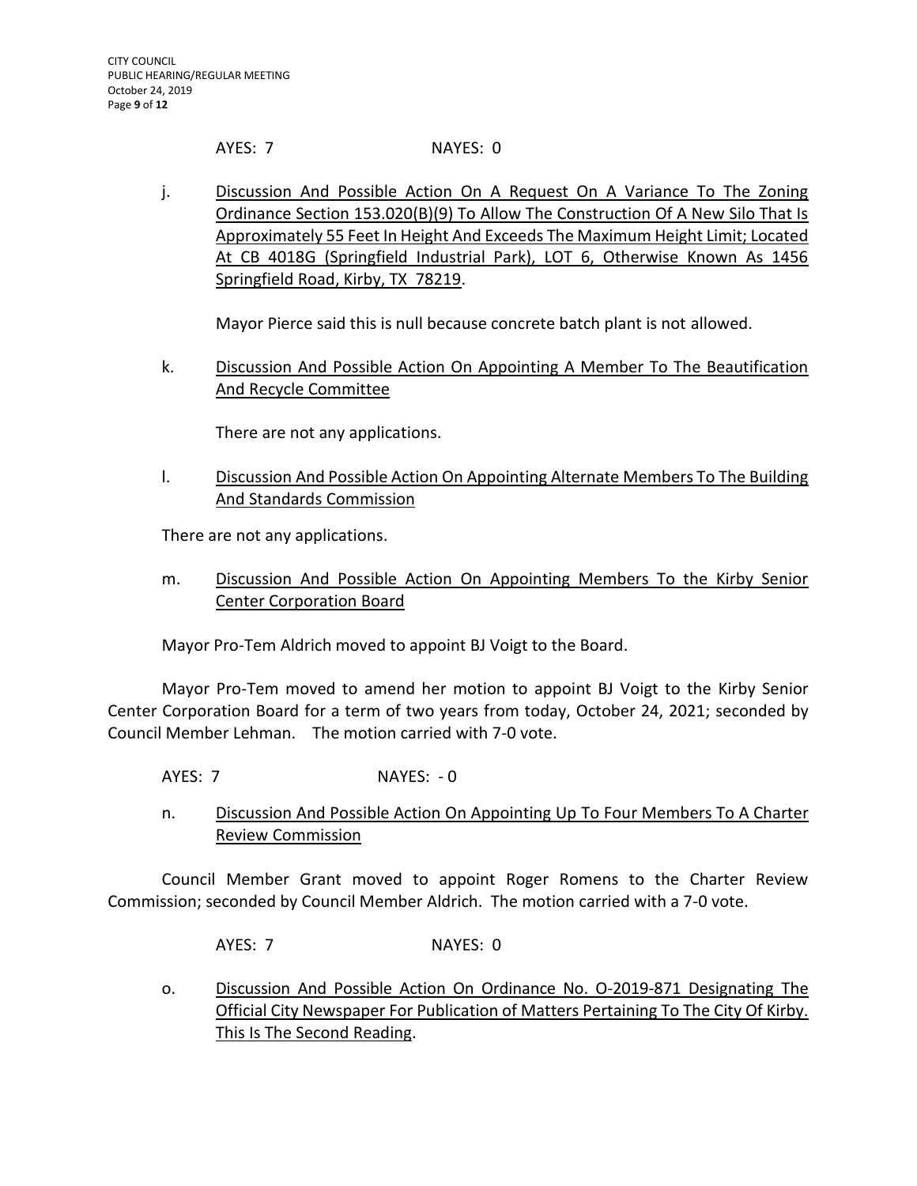AYES: 7 NAYES: 0

j. Discussion And Possible Action On A Request On A Variance To The Zoning Ordinance Section 153.020(B)(9) To Allow The Construction Of A New Silo That Is Approximately 55 Feet In Height And Exceeds The Maximum Height Limit; Located At CB 4018G (Springfield Industrial Park), LOT 6, Otherwise Known As 1456 Springfield Road, Kirby, TX 78219.

Mayor Pierce said this is null because concrete batch plant is not allowed.

k. Discussion And Possible Action On Appointing A Member To The Beautification And Recycle Committee

There are not any applications.

l. Discussion And Possible Action On Appointing Alternate Members To The Building And Standards Commission

There are not any applications.

m. Discussion And Possible Action On Appointing Members To the Kirby Senior Center Corporation Board

Mayor Pro-Tem Aldrich moved to appoint BJ Voigt to the Board.

Mayor Pro-Tem moved to amend her motion to appoint BJ Voigt to the Kirby Senior Center Corporation Board for a term of two years from today, October 24, 2021; seconded by Council Member Lehman. The motion carried with 7-0 vote.

AYES: 7 NAYES: - 0

n. Discussion And Possible Action On Appointing Up To Four Members To A Charter Review Commission

Council Member Grant moved to appoint Roger Romens to the Charter Review Commission; seconded by Council Member Aldrich. The motion carried with a 7-0 vote.

AYES: 7 NAYES: 0

o. Discussion And Possible Action On Ordinance No. O-2019-871 Designating The Official City Newspaper For Publication of Matters Pertaining To The City Of Kirby. This Is The Second Reading.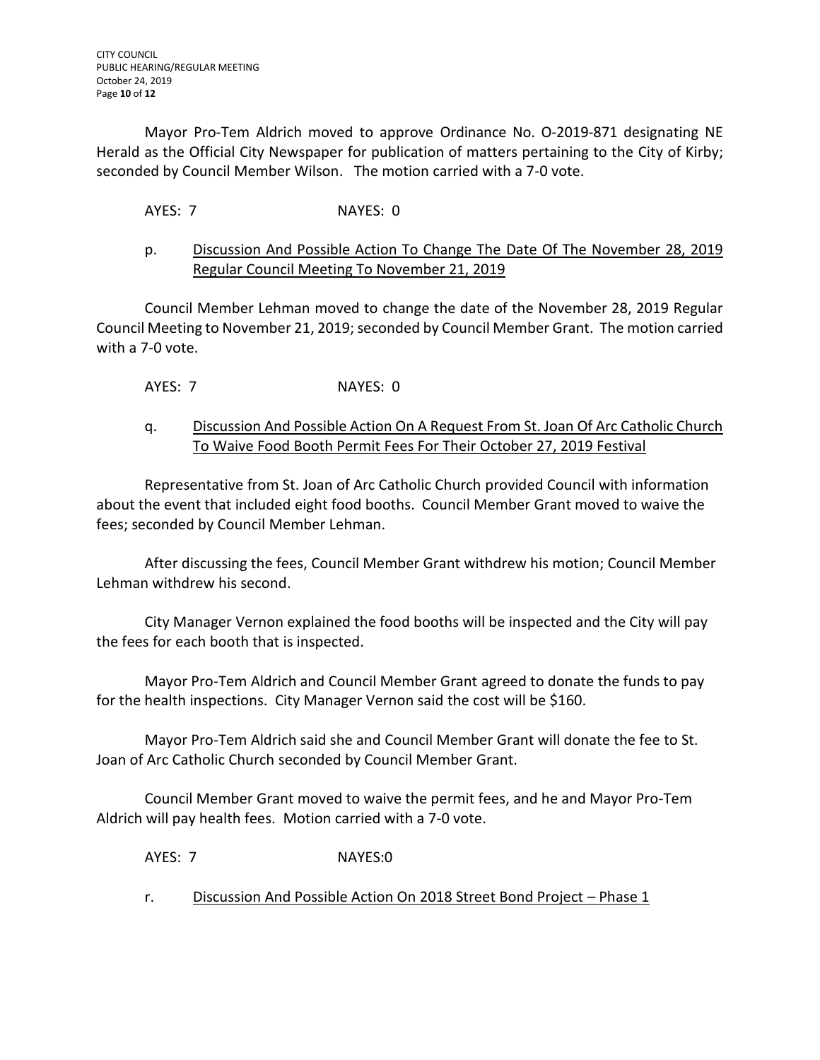Mayor Pro-Tem Aldrich moved to approve Ordinance No. O-2019-871 designating NE Herald as the Official City Newspaper for publication of matters pertaining to the City of Kirby; seconded by Council Member Wilson. The motion carried with a 7-0 vote.

AYES: 7 NAYES: 0

p. <u>Discussion And Possible Action To Change The Date Of The November 28, 2019 Regular Council Meeting To November 21, 2019</u>

Council Member Lehman moved to change the date of the November 28, 2019 Regular Council Meeting to November 21, 2019; seconded by Council Member Grant. The motion carried with a 7-0 vote.

AYES: 7 NAYES: 0

q. <u>Discussion And Possible Action On A Request From St. Joan Of Arc Catholic Church To Waive Food Booth Permit Fees For Their October 27, 2019 Festival</u>

Representative from St. Joan of Arc Catholic Church provided Council with information about the event that included eight food booths. Council Member Grant moved to waive the fees; seconded by Council Member Lehman.

After discussing the fees, Council Member Grant withdrew his motion; Council Member Lehman withdrew his second.

City Manager Vernon explained the food booths will be inspected and the City will pay the fees for each booth that is inspected.

Mayor Pro-Tem Aldrich and Council Member Grant agreed to donate the funds to pay for the health inspections. City Manager Vernon said the cost will be $160.

Mayor Pro-Tem Aldrich said she and Council Member Grant will donate the fee to St. Joan of Arc Catholic Church seconded by Council Member Grant.

Council Member Grant moved to waive the permit fees, and he and Mayor Pro-Tem Aldrich will pay health fees. Motion carried with a 7-0 vote.

AYES: 7 NAYES:0

r. <u>Discussion And Possible Action On 2018 Street Bond Project – Phase 1</u>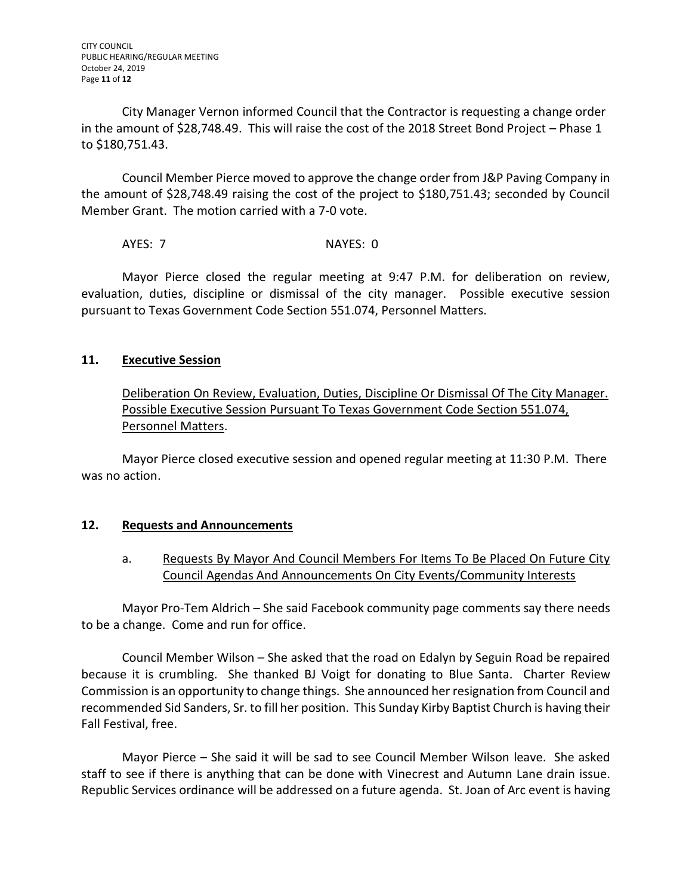City Manager Vernon informed Council that the Contractor is requesting a change order in the amount of $28,748.49. This will raise the cost of the 2018 Street Bond Project – Phase 1 to $180,751.43.

Council Member Pierce moved to approve the change order from J&P Paving Company in the amount of $28,748.49 raising the cost of the project to $180,751.43; seconded by Council Member Grant. The motion carried with a 7-0 vote.

AYES: 7 NAYES: 0

Mayor Pierce closed the regular meeting at 9:47 P.M. for deliberation on review, evaluation, duties, discipline or dismissal of the city manager. Possible executive session pursuant to Texas Government Code Section 551.074, Personnel Matters.

## 11. Executive Session

Deliberation On Review, Evaluation, Duties, Discipline Or Dismissal Of The City Manager. Possible Executive Session Pursuant To Texas Government Code Section 551.074, Personnel Matters.

Mayor Pierce closed executive session and opened regular meeting at 11:30 P.M. There was no action.

## 12. Requests and Announcements

a. Requests By Mayor And Council Members For Items To Be Placed On Future City Council Agendas And Announcements On City Events/Community Interests

Mayor Pro-Tem Aldrich – She said Facebook community page comments say there needs to be a change. Come and run for office.

Council Member Wilson – She asked that the road on Edalyn by Seguin Road be repaired because it is crumbling. She thanked BJ Voigt for donating to Blue Santa. Charter Review Commission is an opportunity to change things. She announced her resignation from Council and recommended Sid Sanders, Sr. to fill her position. This Sunday Kirby Baptist Church is having their Fall Festival, free.

Mayor Pierce – She said it will be sad to see Council Member Wilson leave. She asked staff to see if there is anything that can be done with Vinecrest and Autumn Lane drain issue. Republic Services ordinance will be addressed on a future agenda. St. Joan of Arc event is having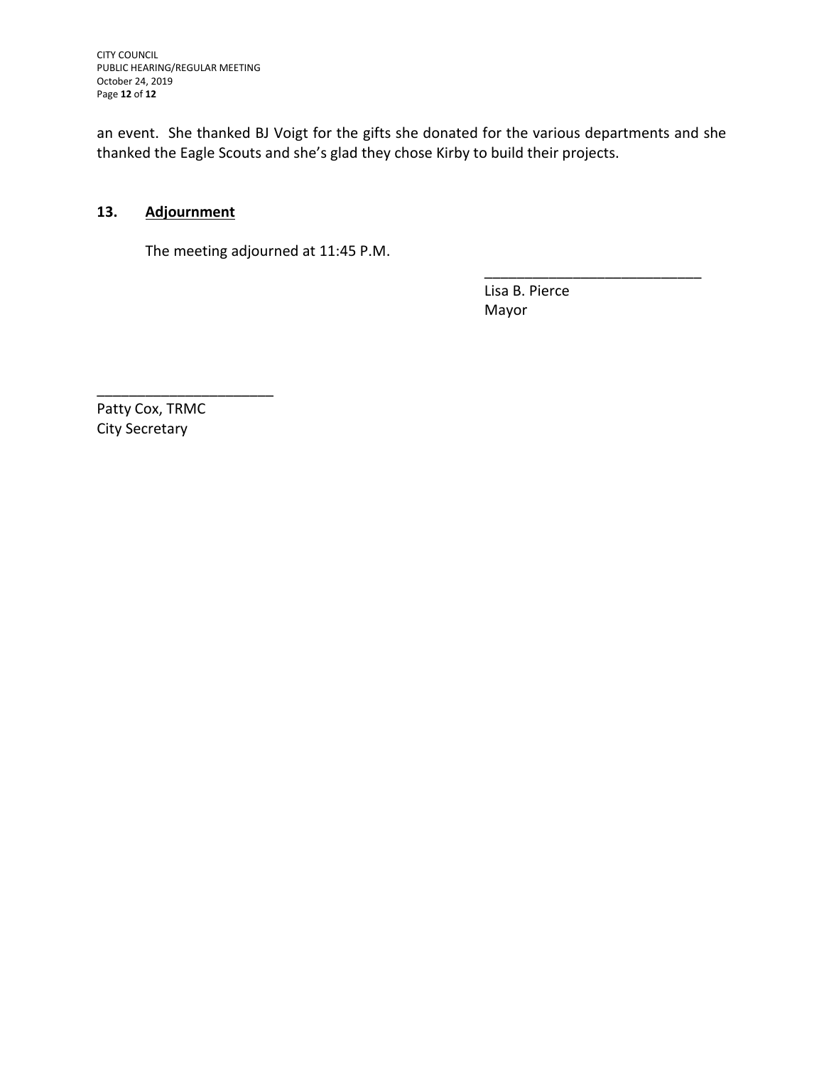an event. She thanked BJ Voigt for the gifts she donated for the various departments and she thanked the Eagle Scouts and she's glad they chose Kirby to build their projects.

## 13. Adjournment

The meeting adjourned at 11:45 P.M.

\_\_\_\_\_\_\_\_\_\_\_\_\_\_\_\_\_\_\_\_\_\_\_\_\_\_\_\_
Lisa B. Pierce
Mayor

\_\_\_\_\_\_\_\_\_\_\_\_\_\_\_\_\_\_\_\_\_\_
Patty Cox, TRMC
City Secretary